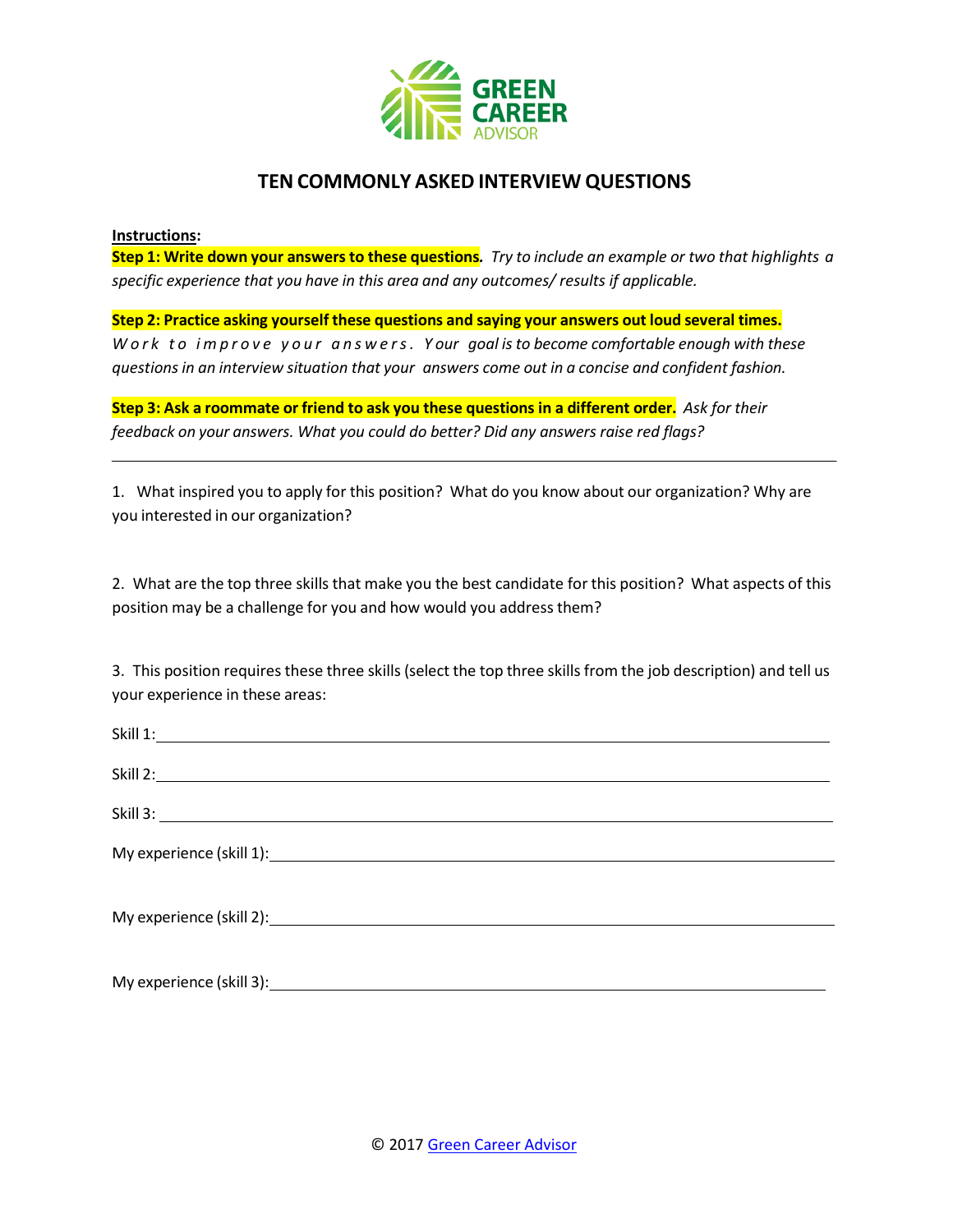GREEN CAREER ADVISOR

# TEN COMMONLY ASKED INTERVIEW QUESTIONS

**Instructions:**

**Step 1: Write down your answers to these questions.** *Try to include an example or two that highlights a specific experience that you have in this area and any outcomes/ results if applicable.*

**Step 2: Practice asking yourself these questions and saying your answers out loud several times.** *Work to improve your answers. Your goal is to become comfortable enough with these questions in an interview situation that your answers come out in a concise and confident fashion.*

**Step 3: Ask a roommate or friend to ask you these questions in a different order.** *Ask for their feedback on your answers. What you could do better? Did any answers raise red flags?*

---

1. What inspired you to apply for this position? What do you know about our organization? Why are you interested in our organization?

2. What are the top three skills that make you the best candidate for this position? What aspects of this position may be a challenge for you and how would you address them?

3. This position requires these three skills (select the top three skills from the job description) and tell us your experience in these areas:

Skill 1: ______________________________

Skill 2: ______________________________

Skill 3: ______________________________

My experience (skill 1): ______________________________

My experience (skill 2): ______________________________

My experience (skill 3): ______________________________

© 2017 Green Career Advisor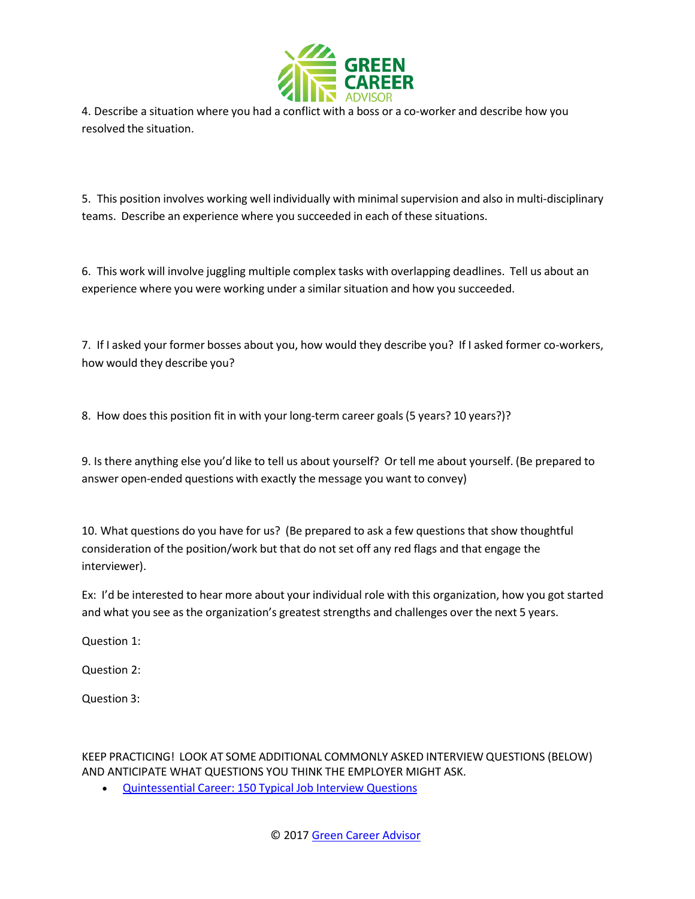4. Describe a situation where you had a conflict with a boss or a co-worker and describe how you resolved the situation.

5. This position involves working well individually with minimal supervision and also in multi-disciplinary teams. Describe an experience where you succeeded in each of these situations.

6. This work will involve juggling multiple complex tasks with overlapping deadlines. Tell us about an experience where you were working under a similar situation and how you succeeded.

7. If I asked your former bosses about you, how would they describe you? If I asked former co-workers, how would they describe you?

8. How does this position fit in with your long-term career goals (5 years? 10 years?)?

9. Is there anything else you'd like to tell us about yourself? Or tell me about yourself. (Be prepared to answer open-ended questions with exactly the message you want to convey)

10. What questions do you have for us? (Be prepared to ask a few questions that show thoughtful consideration of the position/work but that do not set off any red flags and that engage the interviewer).

Ex: I'd be interested to hear more about your individual role with this organization, how you got started and what you see as the organization's greatest strengths and challenges over the next 5 years.

Question 1:

Question 2:

Question 3:

KEEP PRACTICING! LOOK AT SOME ADDITIONAL COMMONLY ASKED INTERVIEW QUESTIONS (BELOW) AND ANTICIPATE WHAT QUESTIONS YOU THINK THE EMPLOYER MIGHT ASK.

- Quintessential Career: 150 Typical Job Interview Questions

© 2017 Green Career Advisor